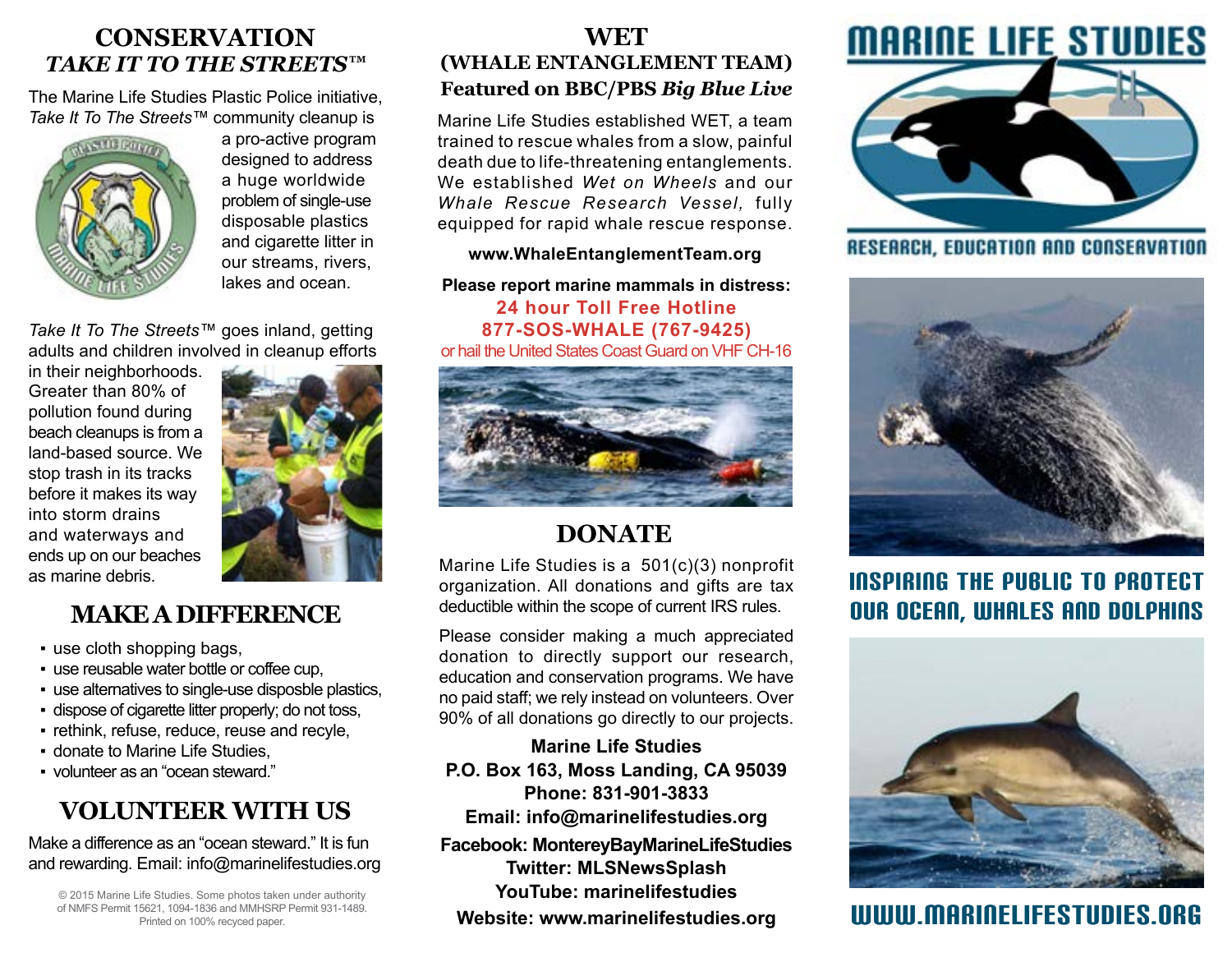# CONSERVATION
## *TAKE IT TO THE STREETS™*

The Marine Life Studies Plastic Police initiative, *Take It To The Streets™* community cleanup is a pro-active program designed to address a huge worldwide problem of single-use disposable plastics and cigarette litter in our streams, rivers, lakes and ocean.

*Take It To The Streets™* goes inland, getting adults and children involved in cleanup efforts in their neighborhoods. Greater than 80% of pollution found during beach cleanups is from a land-based source. We stop trash in its tracks before it makes its way into storm drains and waterways and ends up on our beaches as marine debris.

## MAKE A DIFFERENCE

- use cloth shopping bags,
- use reusable water bottle or coffee cup,
- use alternatives to single-use disposble plastics,
- dispose of cigarette litter properly; do not toss,
- rethink, refuse, reduce, reuse and recyle,
- donate to Marine Life Studies,
- volunteer as an "ocean steward."

## VOLUNTEER WITH US

Make a difference as an "ocean steward." It is fun and rewarding. Email: info@marinelifestudies.org

© 2015 Marine Life Studies. Some photos taken under authority of NMFS Permit 15621, 1094-1836 and MMHSRP Permit 931-1489. Printed on 100% recyced paper.

# WET
## (WHALE ENTANGLEMENT TEAM)
### Featured on BBC/PBS *Big Blue Live*

Marine Life Studies established WET, a team trained to rescue whales from a slow, painful death due to life-threatening entanglements. We established *Wet on Wheels* and our *Whale Rescue Research Vessel,* fully equipped for rapid whale rescue response.

**www.WhaleEntanglementTeam.org**

**Please report marine mammals in distress:**
**24 hour Toll Free Hotline**
**877-SOS-WHALE (767-9425)**
or hail the United States Coast Guard on VHF CH-16

## DONATE

Marine Life Studies is a 501(c)(3) nonprofit organization. All donations and gifts are tax deductible within the scope of current IRS rules.

Please consider making a much appreciated donation to directly support our research, education and conservation programs. We have no paid staff; we rely instead on volunteers. Over 90% of all donations go directly to our projects.

**Marine Life Studies**
**P.O. Box 163, Moss Landing, CA 95039**
**Phone: 831-901-3833**
**Email: info@marinelifestudies.org**
**Facebook: MontereyBayMarineLifeStudies**
**Twitter: MLSNewsSplash**
**YouTube: marinelifestudies**
**Website: www.marinelifestudies.org**

# MARINE LIFE STUDIES

RESEARCH, EDUCATION AND CONSERVATION

INSPIRING THE PUBLIC TO PROTECT OUR OCEAN, WHALES AND DOLPHINS

WWW.MARINELIFESTUDIES.ORG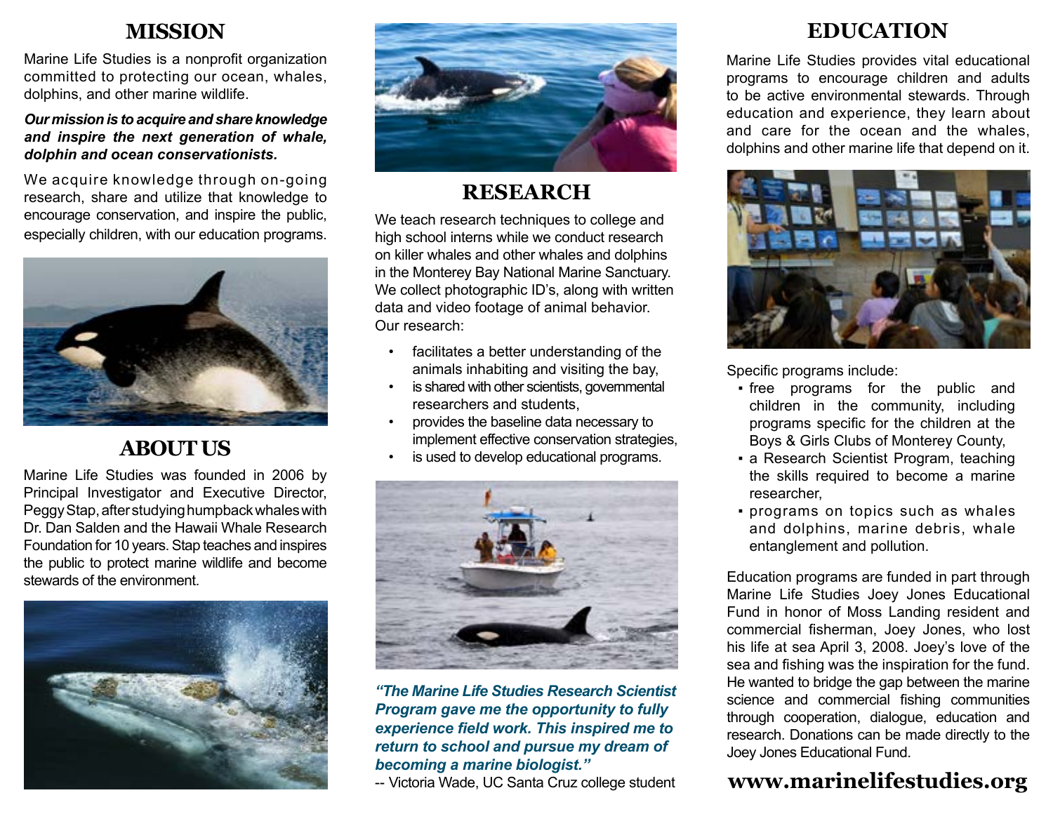## MISSION

Marine Life Studies is a nonprofit organization committed to protecting our ocean, whales, dolphins, and other marine wildlife.

***Our mission is to acquire and share knowledge and inspire the next generation of whale, dolphin and ocean conservationists.***

We acquire knowledge through on-going research, share and utilize that knowledge to encourage conservation, and inspire the public, especially children, with our education programs.

## ABOUT US

Marine Life Studies was founded in 2006 by Principal Investigator and Executive Director, Peggy Stap, after studying humpback whales with Dr. Dan Salden and the Hawaii Whale Research Foundation for 10 years. Stap teaches and inspires the public to protect marine wildlife and become stewards of the environment.

## RESEARCH

We teach research techniques to college and high school interns while we conduct research on killer whales and other whales and dolphins in the Monterey Bay National Marine Sanctuary. We collect photographic ID's, along with written data and video footage of animal behavior. Our research:

- facilitates a better understanding of the animals inhabiting and visiting the bay,
- is shared with other scientists, governmental researchers and students,
- provides the baseline data necessary to implement effective conservation strategies,
- is used to develop educational programs.

***"The Marine Life Studies Research Scientist Program gave me the opportunity to fully experience field work. This inspired me to return to school and pursue my dream of becoming a marine biologist."***

-- Victoria Wade, UC Santa Cruz college student

## EDUCATION

Marine Life Studies provides vital educational programs to encourage children and adults to be active environmental stewards. Through education and experience, they learn about and care for the ocean and the whales, dolphins and other marine life that depend on it.

Specific programs include:

- free programs for the public and children in the community, including programs specific for the children at the Boys & Girls Clubs of Monterey County,
- a Research Scientist Program, teaching the skills required to become a marine researcher,
- programs on topics such as whales and dolphins, marine debris, whale entanglement and pollution.

Education programs are funded in part through Marine Life Studies Joey Jones Educational Fund in honor of Moss Landing resident and commercial fisherman, Joey Jones, who lost his life at sea April 3, 2008. Joey's love of the sea and fishing was the inspiration for the fund. He wanted to bridge the gap between the marine science and commercial fishing communities through cooperation, dialogue, education and research. Donations can be made directly to the Joey Jones Educational Fund.

**www.marinelifestudies.org**